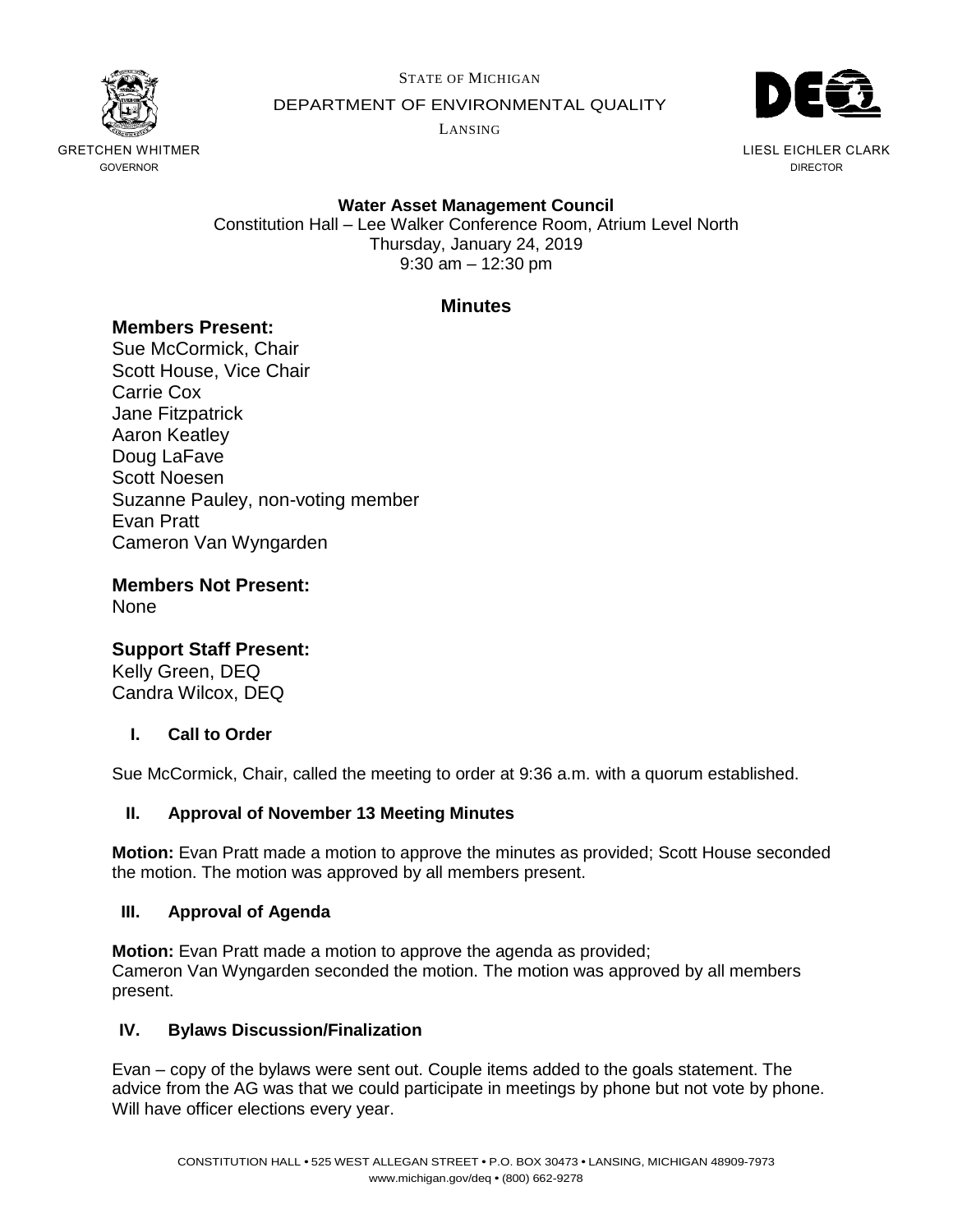STATE OF MICHIGAN

DEPARTMENT OF ENVIRONMENTAL QUALITY

LANSING

GRETCHEN WHITMER
GOVERNOR

LIESL EICHLER CLARK
DIRECTOR

**Water Asset Management Council**
Constitution Hall – Lee Walker Conference Room, Atrium Level North
Thursday, January 24, 2019
9:30 am – 12:30 pm

## Minutes

### Members Present:

Sue McCormick, Chair
Scott House, Vice Chair
Carrie Cox
Jane Fitzpatrick
Aaron Keatley
Doug LaFave
Scott Noesen
Suzanne Pauley, non-voting member
Evan Pratt
Cameron Van Wyngarden

### Members Not Present:

None

### Support Staff Present:

Kelly Green, DEQ
Candra Wilcox, DEQ

#### I. Call to Order

Sue McCormick, Chair, called the meeting to order at 9:36 a.m. with a quorum established.

#### II. Approval of November 13 Meeting Minutes

**Motion:** Evan Pratt made a motion to approve the minutes as provided; Scott House seconded the motion. The motion was approved by all members present.

#### III. Approval of Agenda

**Motion:** Evan Pratt made a motion to approve the agenda as provided; Cameron Van Wyngarden seconded the motion. The motion was approved by all members present.

#### IV. Bylaws Discussion/Finalization

Evan – copy of the bylaws were sent out. Couple items added to the goals statement. The advice from the AG was that we could participate in meetings by phone but not vote by phone. Will have officer elections every year.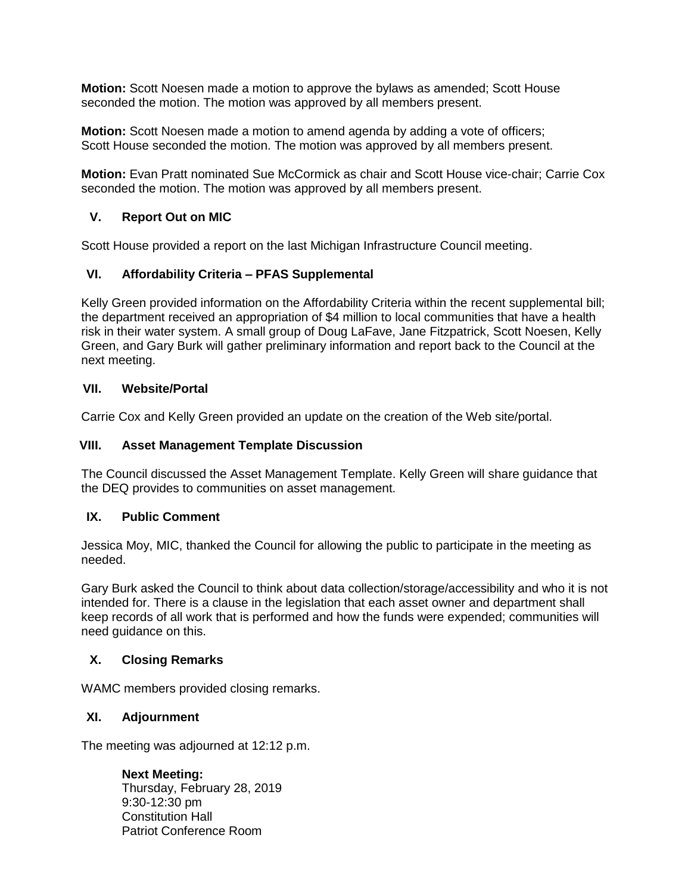**Motion:** Scott Noesen made a motion to approve the bylaws as amended; Scott House seconded the motion. The motion was approved by all members present.

**Motion:** Scott Noesen made a motion to amend agenda by adding a vote of officers; Scott House seconded the motion. The motion was approved by all members present.

**Motion:** Evan Pratt nominated Sue McCormick as chair and Scott House vice-chair; Carrie Cox seconded the motion. The motion was approved by all members present.

## V. Report Out on MIC

Scott House provided a report on the last Michigan Infrastructure Council meeting.

## VI. Affordability Criteria – PFAS Supplemental

Kelly Green provided information on the Affordability Criteria within the recent supplemental bill; the department received an appropriation of $4 million to local communities that have a health risk in their water system. A small group of Doug LaFave, Jane Fitzpatrick, Scott Noesen, Kelly Green, and Gary Burk will gather preliminary information and report back to the Council at the next meeting.

## VII. Website/Portal

Carrie Cox and Kelly Green provided an update on the creation of the Web site/portal.

## VIII. Asset Management Template Discussion

The Council discussed the Asset Management Template. Kelly Green will share guidance that the DEQ provides to communities on asset management.

## IX. Public Comment

Jessica Moy, MIC, thanked the Council for allowing the public to participate in the meeting as needed.

Gary Burk asked the Council to think about data collection/storage/accessibility and who it is not intended for. There is a clause in the legislation that each asset owner and department shall keep records of all work that is performed and how the funds were expended; communities will need guidance on this.

## X. Closing Remarks

WAMC members provided closing remarks.

## XI. Adjournment

The meeting was adjourned at 12:12 p.m.

**Next Meeting:**
Thursday, February 28, 2019
9:30-12:30 pm
Constitution Hall
Patriot Conference Room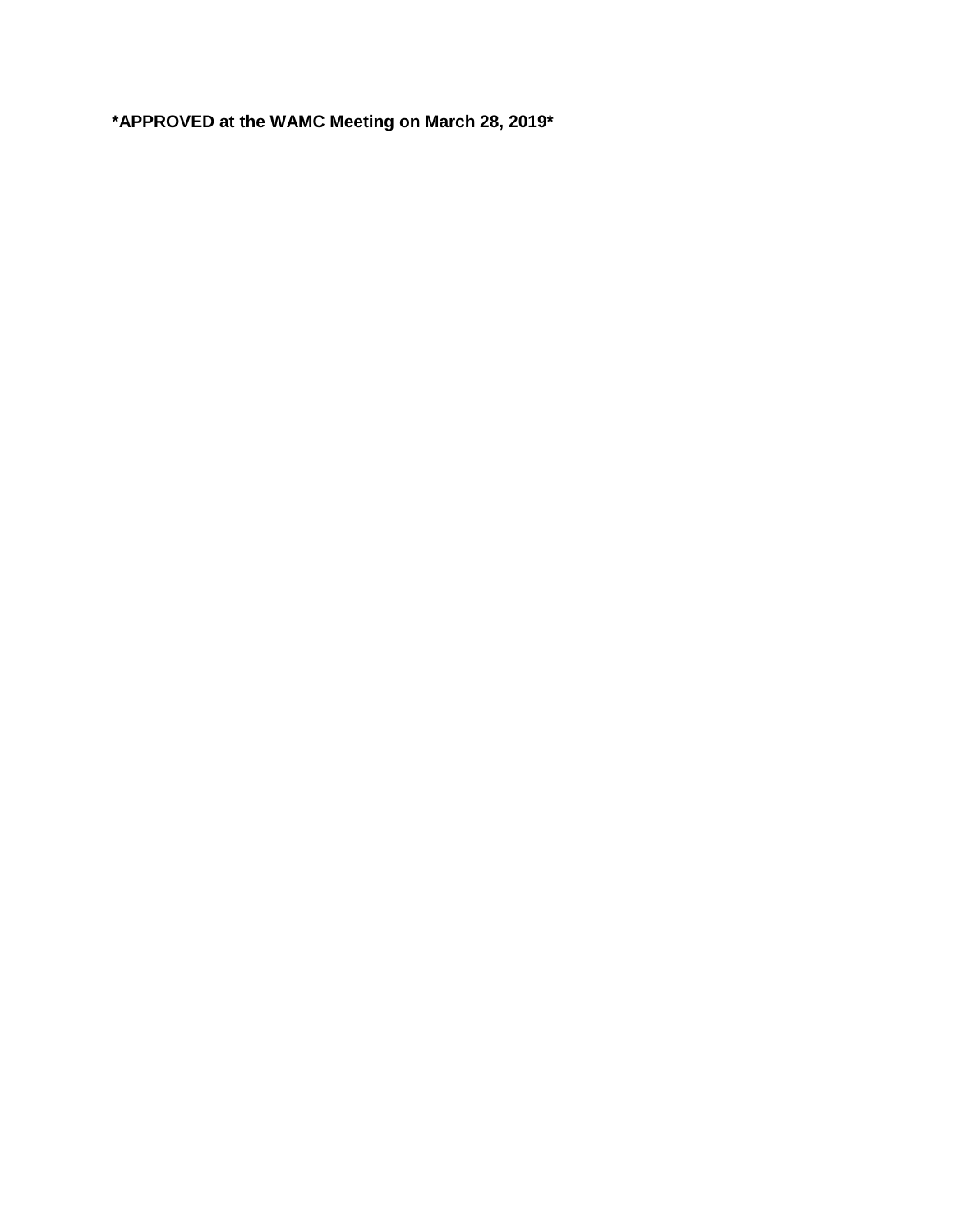**\*APPROVED at the WAMC Meeting on March 28, 2019\***

***APPROVED at the WAMC Meeting on March 28, 2019***